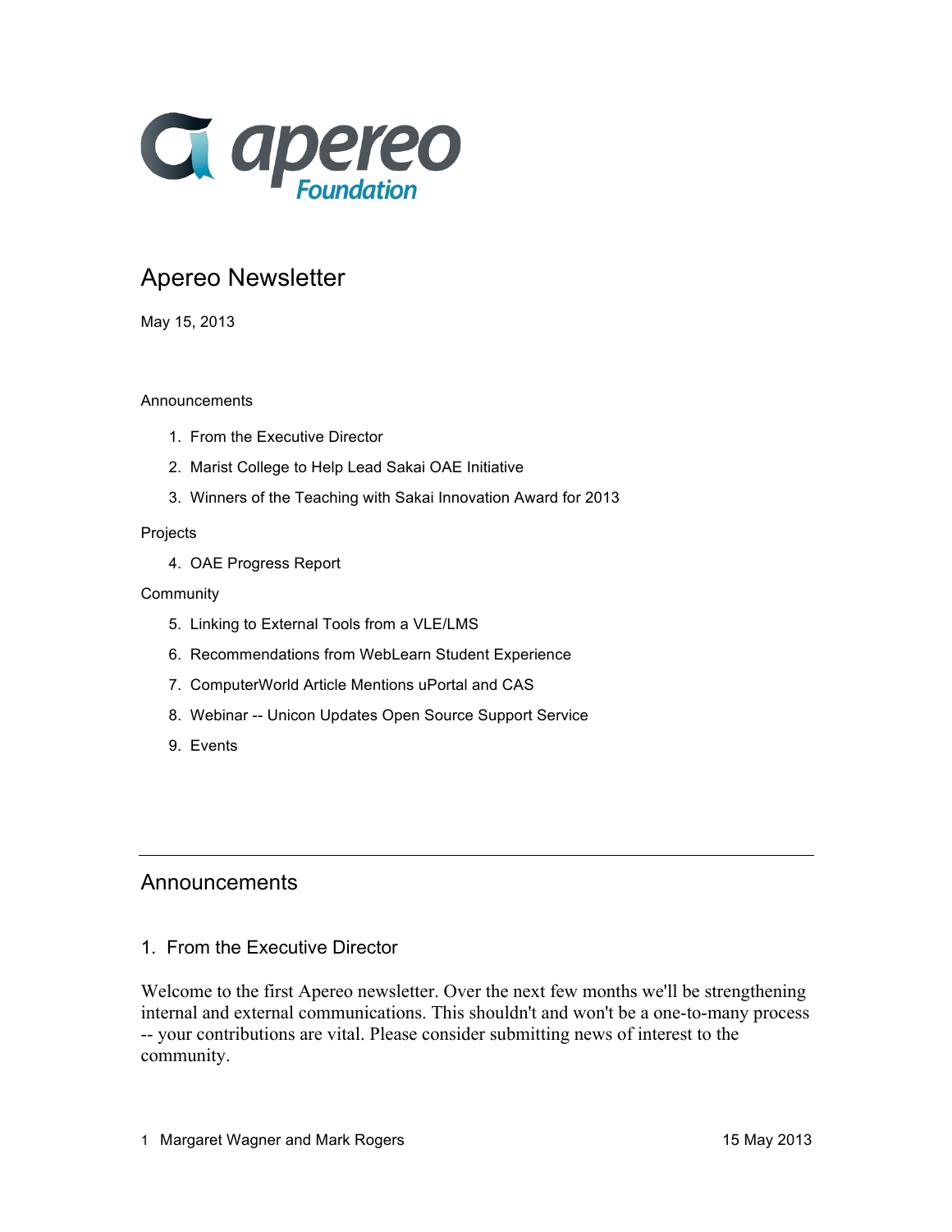# Apereo Newsletter

May 15, 2013

Announcements

1. From the Executive Director
2. Marist College to Help Lead Sakai OAE Initiative
3. Winners of the Teaching with Sakai Innovation Award for 2013

Projects

4. OAE Progress Report

Community

5. Linking to External Tools from a VLE/LMS
6. Recommendations from WebLearn Student Experience
7. ComputerWorld Article Mentions uPortal and CAS
8. Webinar -- Unicon Updates Open Source Support Service
9. Events

---

## Announcements

### 1. From the Executive Director

Welcome to the first Apereo newsletter. Over the next few months we'll be strengthening internal and external communications. This shouldn't and won't be a one-to-many process -- your contributions are vital. Please consider submitting news of interest to the community.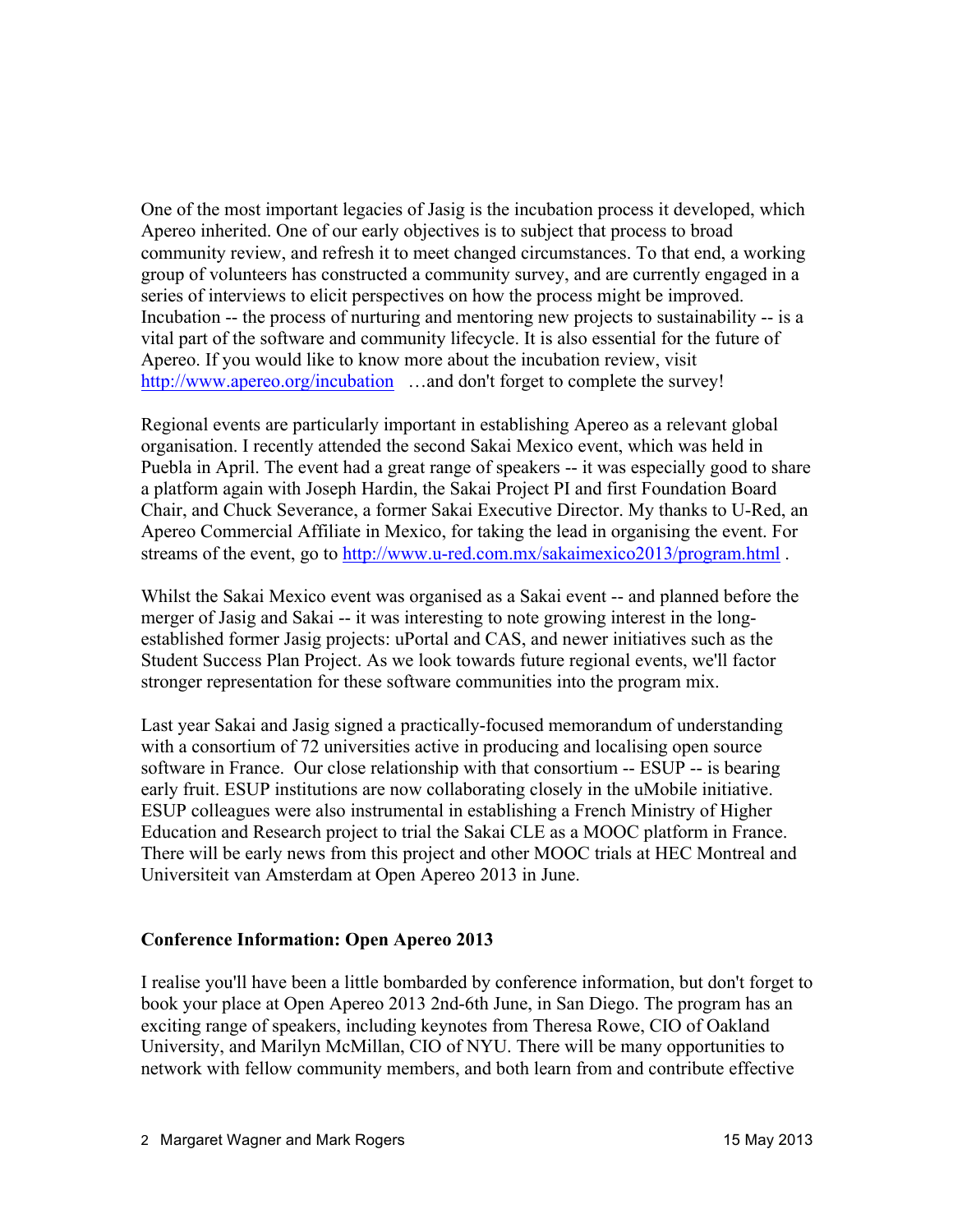One of the most important legacies of Jasig is the incubation process it developed, which Apereo inherited. One of our early objectives is to subject that process to broad community review, and refresh it to meet changed circumstances. To that end, a working group of volunteers has constructed a community survey, and are currently engaged in a series of interviews to elicit perspectives on how the process might be improved. Incubation -- the process of nurturing and mentoring new projects to sustainability -- is a vital part of the software and community lifecycle. It is also essential for the future of Apereo. If you would like to know more about the incubation review, visit http://www.apereo.org/incubation …and don't forget to complete the survey!

Regional events are particularly important in establishing Apereo as a relevant global organisation. I recently attended the second Sakai Mexico event, which was held in Puebla in April. The event had a great range of speakers -- it was especially good to share a platform again with Joseph Hardin, the Sakai Project PI and first Foundation Board Chair, and Chuck Severance, a former Sakai Executive Director. My thanks to U-Red, an Apereo Commercial Affiliate in Mexico, for taking the lead in organising the event. For streams of the event, go to http://www.u-red.com.mx/sakaimexico2013/program.html .

Whilst the Sakai Mexico event was organised as a Sakai event -- and planned before the merger of Jasig and Sakai -- it was interesting to note growing interest in the long-established former Jasig projects: uPortal and CAS, and newer initiatives such as the Student Success Plan Project. As we look towards future regional events, we'll factor stronger representation for these software communities into the program mix.

Last year Sakai and Jasig signed a practically-focused memorandum of understanding with a consortium of 72 universities active in producing and localising open source software in France. Our close relationship with that consortium -- ESUP -- is bearing early fruit. ESUP institutions are now collaborating closely in the uMobile initiative. ESUP colleagues were also instrumental in establishing a French Ministry of Higher Education and Research project to trial the Sakai CLE as a MOOC platform in France. There will be early news from this project and other MOOC trials at HEC Montreal and Universiteit van Amsterdam at Open Apereo 2013 in June.

**Conference Information: Open Apereo 2013**

I realise you'll have been a little bombarded by conference information, but don't forget to book your place at Open Apereo 2013 2nd-6th June, in San Diego. The program has an exciting range of speakers, including keynotes from Theresa Rowe, CIO of Oakland University, and Marilyn McMillan, CIO of NYU. There will be many opportunities to network with fellow community members, and both learn from and contribute effective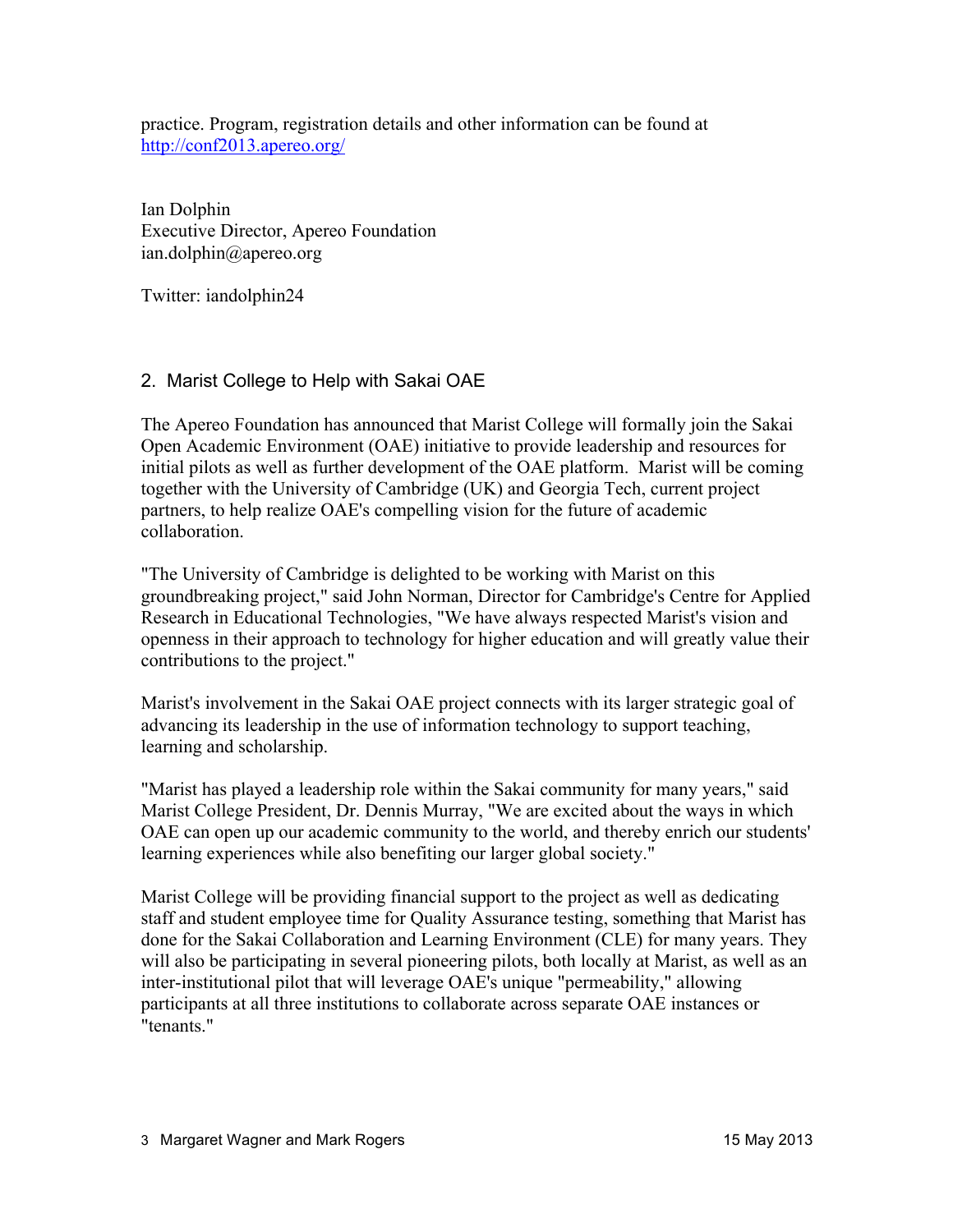practice. Program, registration details and other information can be found at http://conf2013.apereo.org/

Ian Dolphin
Executive Director, Apereo Foundation
ian.dolphin@apereo.org

Twitter: iandolphin24

## 2. Marist College to Help with Sakai OAE

The Apereo Foundation has announced that Marist College will formally join the Sakai Open Academic Environment (OAE) initiative to provide leadership and resources for initial pilots as well as further development of the OAE platform. Marist will be coming together with the University of Cambridge (UK) and Georgia Tech, current project partners, to help realize OAE's compelling vision for the future of academic collaboration.

"The University of Cambridge is delighted to be working with Marist on this groundbreaking project," said John Norman, Director for Cambridge's Centre for Applied Research in Educational Technologies, "We have always respected Marist's vision and openness in their approach to technology for higher education and will greatly value their contributions to the project."

Marist's involvement in the Sakai OAE project connects with its larger strategic goal of advancing its leadership in the use of information technology to support teaching, learning and scholarship.

"Marist has played a leadership role within the Sakai community for many years," said Marist College President, Dr. Dennis Murray, "We are excited about the ways in which OAE can open up our academic community to the world, and thereby enrich our students' learning experiences while also benefiting our larger global society."

Marist College will be providing financial support to the project as well as dedicating staff and student employee time for Quality Assurance testing, something that Marist has done for the Sakai Collaboration and Learning Environment (CLE) for many years. They will also be participating in several pioneering pilots, both locally at Marist, as well as an inter-institutional pilot that will leverage OAE's unique "permeability," allowing participants at all three institutions to collaborate across separate OAE instances or "tenants."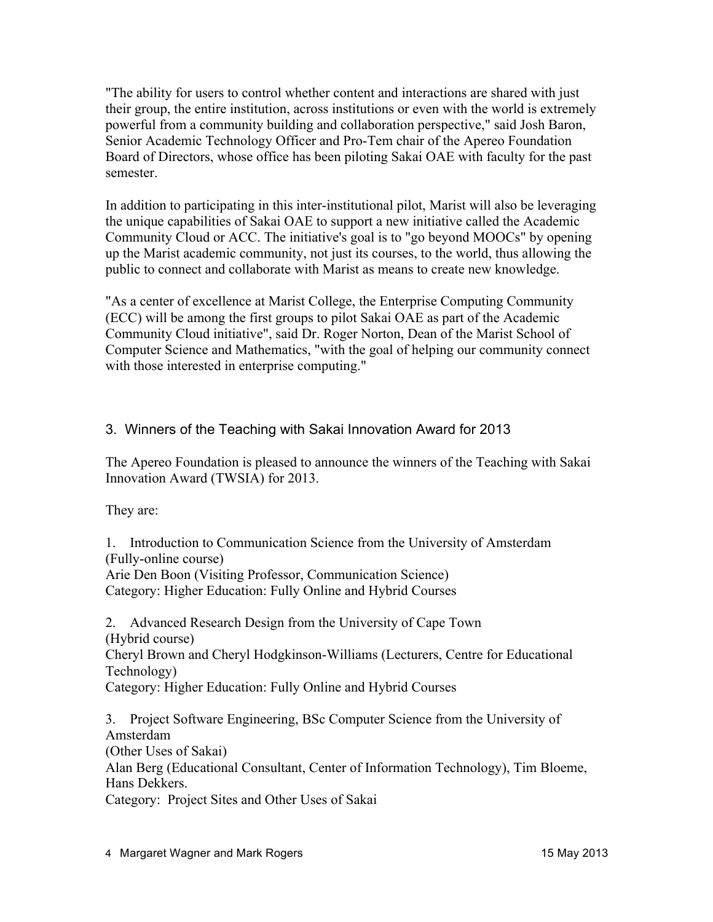"The ability for users to control whether content and interactions are shared with just their group, the entire institution, across institutions or even with the world is extremely powerful from a community building and collaboration perspective," said Josh Baron, Senior Academic Technology Officer and Pro-Tem chair of the Apereo Foundation Board of Directors, whose office has been piloting Sakai OAE with faculty for the past semester.

In addition to participating in this inter-institutional pilot, Marist will also be leveraging the unique capabilities of Sakai OAE to support a new initiative called the Academic Community Cloud or ACC. The initiative's goal is to "go beyond MOOCs" by opening up the Marist academic community, not just its courses, to the world, thus allowing the public to connect and collaborate with Marist as means to create new knowledge.

"As a center of excellence at Marist College, the Enterprise Computing Community (ECC) will be among the first groups to pilot Sakai OAE as part of the Academic Community Cloud initiative", said Dr. Roger Norton, Dean of the Marist School of Computer Science and Mathematics, "with the goal of helping our community connect with those interested in enterprise computing."

## 3. Winners of the Teaching with Sakai Innovation Award for 2013

The Apereo Foundation is pleased to announce the winners of the Teaching with Sakai Innovation Award (TWSIA) for 2013.

They are:

1. Introduction to Communication Science from the University of Amsterdam
(Fully-online course)
Arie Den Boon (Visiting Professor, Communication Science)
Category: Higher Education: Fully Online and Hybrid Courses

2. Advanced Research Design from the University of Cape Town
(Hybrid course)
Cheryl Brown and Cheryl Hodgkinson-Williams (Lecturers, Centre for Educational Technology)
Category: Higher Education: Fully Online and Hybrid Courses

3. Project Software Engineering, BSc Computer Science from the University of Amsterdam
(Other Uses of Sakai)
Alan Berg (Educational Consultant, Center of Information Technology), Tim Bloeme, Hans Dekkers.
Category: Project Sites and Other Uses of Sakai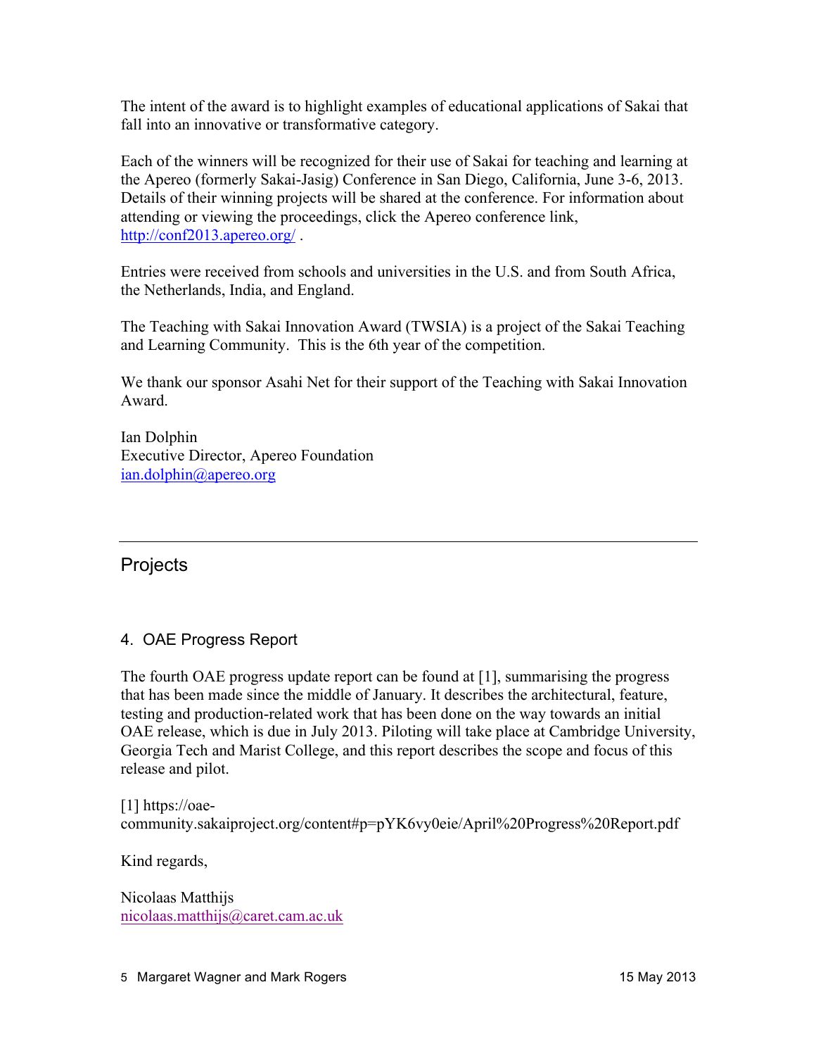The intent of the award is to highlight examples of educational applications of Sakai that fall into an innovative or transformative category.

Each of the winners will be recognized for their use of Sakai for teaching and learning at the Apereo (formerly Sakai-Jasig) Conference in San Diego, California, June 3-6, 2013. Details of their winning projects will be shared at the conference. For information about attending or viewing the proceedings, click the Apereo conference link, http://conf2013.apereo.org/ .

Entries were received from schools and universities in the U.S. and from South Africa, the Netherlands, India, and England.

The Teaching with Sakai Innovation Award (TWSIA) is a project of the Sakai Teaching and Learning Community. This is the 6th year of the competition.

We thank our sponsor Asahi Net for their support of the Teaching with Sakai Innovation Award.

Ian Dolphin
Executive Director, Apereo Foundation
ian.dolphin@apereo.org

---

## Projects

### 4. OAE Progress Report

The fourth OAE progress update report can be found at [1], summarising the progress that has been made since the middle of January. It describes the architectural, feature, testing and production-related work that has been done on the way towards an initial OAE release, which is due in July 2013. Piloting will take place at Cambridge University, Georgia Tech and Marist College, and this report describes the scope and focus of this release and pilot.

[1] https://oae-community.sakaiproject.org/content#p=pYK6vy0eie/April%20Progress%20Report.pdf

Kind regards,

Nicolaas Matthijs
nicolaas.matthijs@caret.cam.ac.uk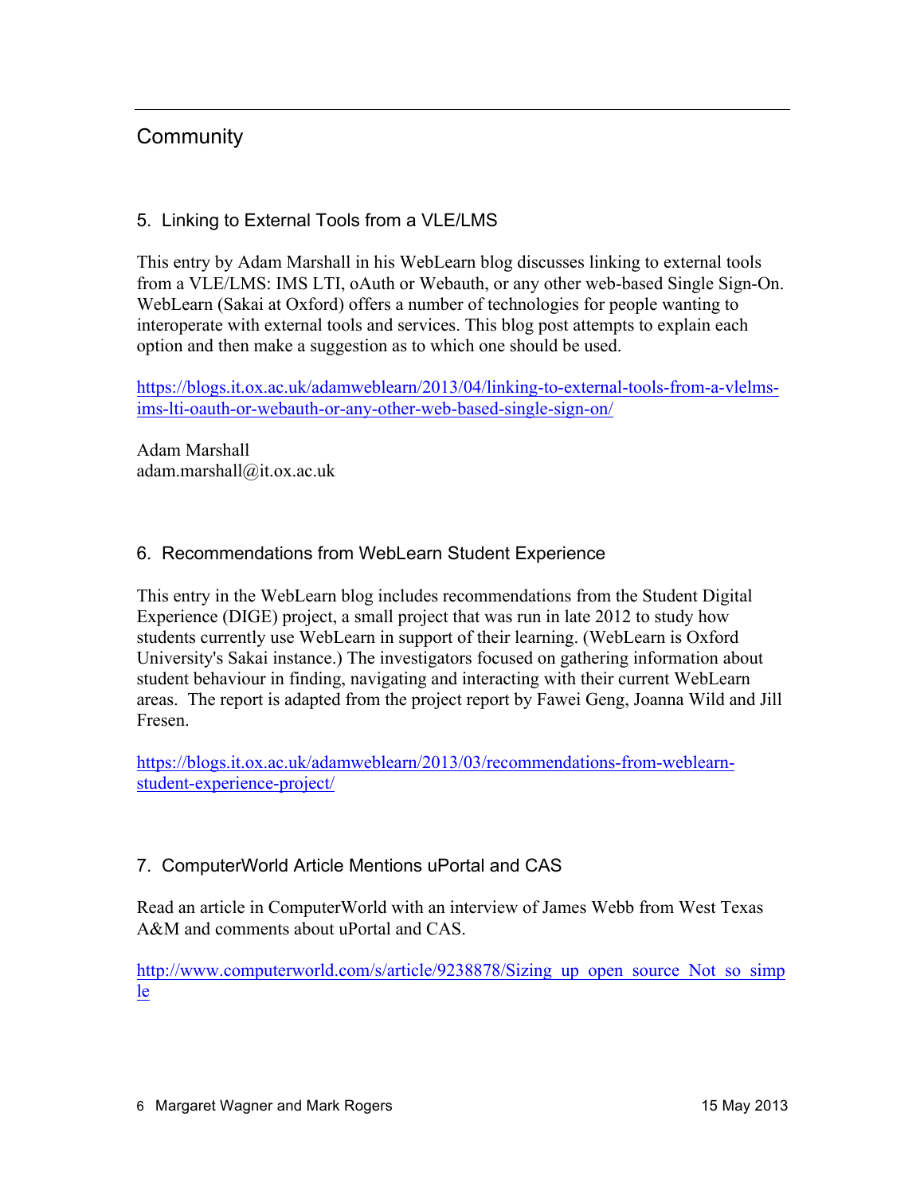## Community

### 5. Linking to External Tools from a VLE/LMS

This entry by Adam Marshall in his WebLearn blog discusses linking to external tools from a VLE/LMS: IMS LTI, oAuth or Webauth, or any other web-based Single Sign-On. WebLearn (Sakai at Oxford) offers a number of technologies for people wanting to interoperate with external tools and services. This blog post attempts to explain each option and then make a suggestion as to which one should be used.

https://blogs.it.ox.ac.uk/adamweblearn/2013/04/linking-to-external-tools-from-a-vlelms-ims-lti-oauth-or-webauth-or-any-other-web-based-single-sign-on/

Adam Marshall
adam.marshall@it.ox.ac.uk

### 6. Recommendations from WebLearn Student Experience

This entry in the WebLearn blog includes recommendations from the Student Digital Experience (DIGE) project, a small project that was run in late 2012 to study how students currently use WebLearn in support of their learning. (WebLearn is Oxford University's Sakai instance.) The investigators focused on gathering information about student behaviour in finding, navigating and interacting with their current WebLearn areas. The report is adapted from the project report by Fawei Geng, Joanna Wild and Jill Fresen.

https://blogs.it.ox.ac.uk/adamweblearn/2013/03/recommendations-from-weblearn-student-experience-project/

### 7. ComputerWorld Article Mentions uPortal and CAS

Read an article in ComputerWorld with an interview of James Webb from West Texas A&M and comments about uPortal and CAS.

http://www.computerworld.com/s/article/9238878/Sizing_up_open_source_Not_so_simple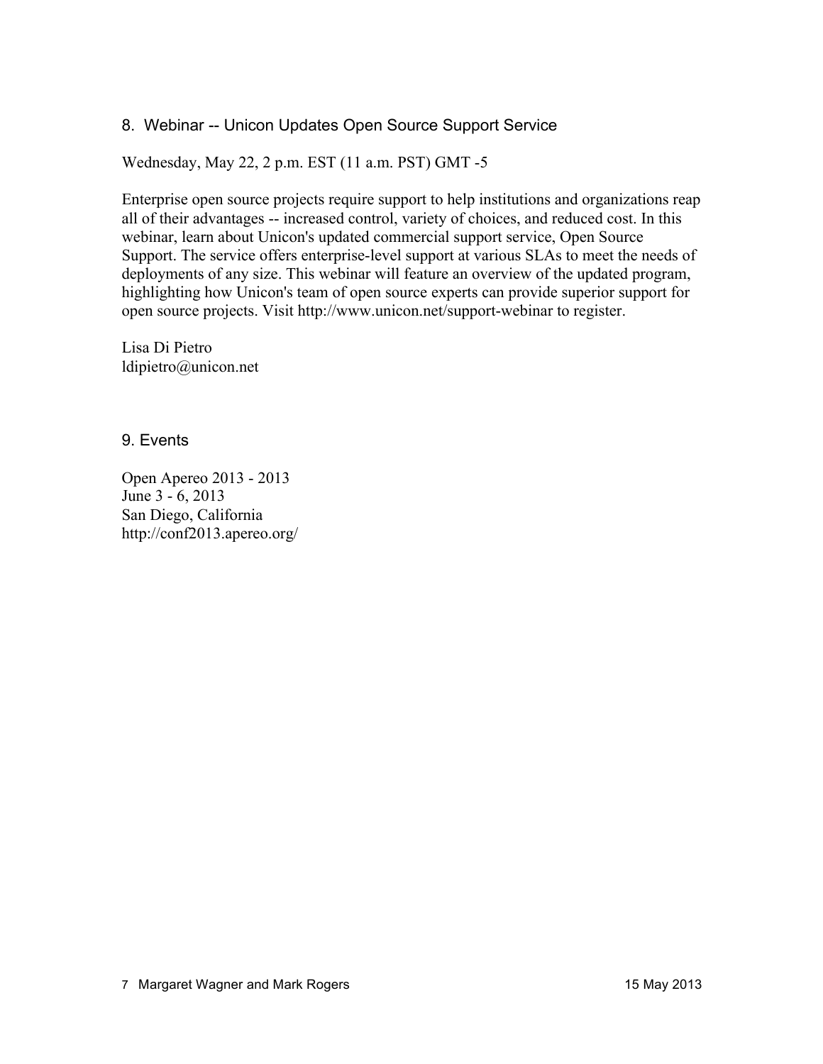## 8. Webinar -- Unicon Updates Open Source Support Service

Wednesday, May 22, 2 p.m. EST (11 a.m. PST) GMT -5

Enterprise open source projects require support to help institutions and organizations reap all of their advantages -- increased control, variety of choices, and reduced cost. In this webinar, learn about Unicon's updated commercial support service, Open Source Support. The service offers enterprise-level support at various SLAs to meet the needs of deployments of any size. This webinar will feature an overview of the updated program, highlighting how Unicon's team of open source experts can provide superior support for open source projects. Visit http://www.unicon.net/support-webinar to register.

Lisa Di Pietro
ldipietro@unicon.net

## 9. Events

Open Apereo 2013 - 2013
June 3 - 6, 2013
San Diego, California
http://conf2013.apereo.org/